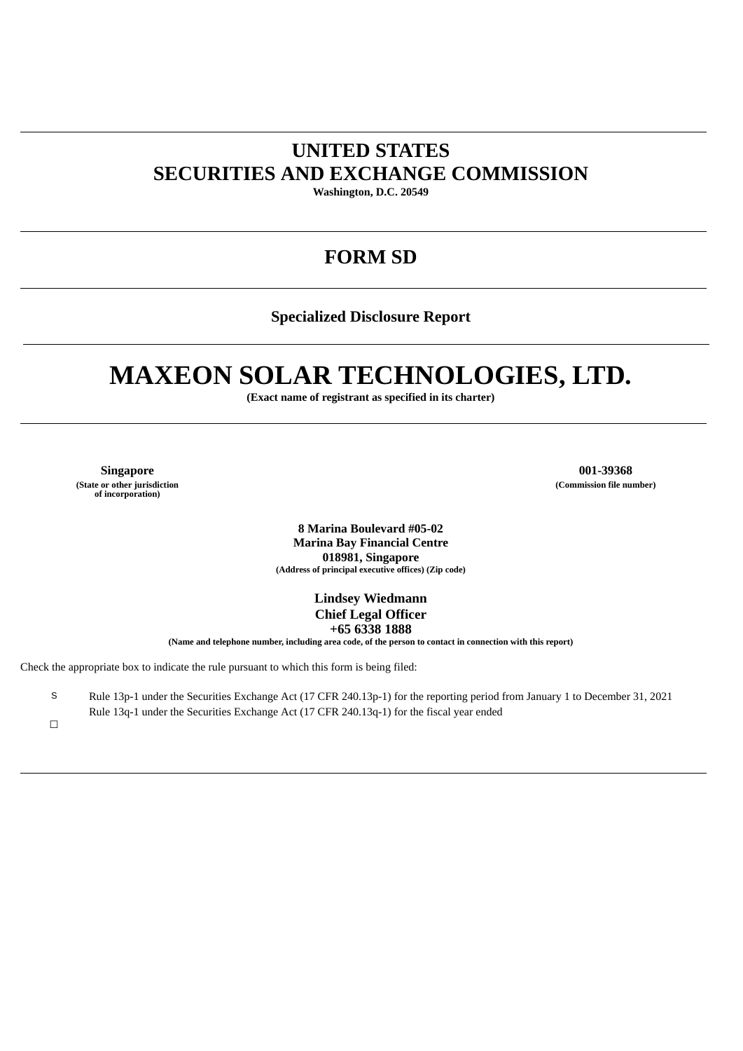# UNITED STATES
# SECURITIES AND EXCHANGE COMMISSION

**Washington, D.C. 20549**

# FORM SD

**Specialized Disclosure Report**

# MAXEON SOLAR TECHNOLOGIES, LTD.

**(Exact name of registrant as specified in its charter)**

| | |
|---|---|
| **Singapore** | **001-39368** |
| **(State or other jurisdiction of incorporation)** | **(Commission file number)** |

**8 Marina Boulevard #05-02**
**Marina Bay Financial Centre**
**018981, Singapore**
**(Address of principal executive offices) (Zip code)**

**Lindsey Wiedmann**
**Chief Legal Officer**
**+65 6338 1888**
**(Name and telephone number, including area code, of the person to contact in connection with this report)**

Check the appropriate box to indicate the rule pursuant to which this form is being filed:

S Rule 13p-1 under the Securities Exchange Act (17 CFR 240.13p-1) for the reporting period from January 1 to December 31, 2021

☐ Rule 13q-1 under the Securities Exchange Act (17 CFR 240.13q-1) for the fiscal year ended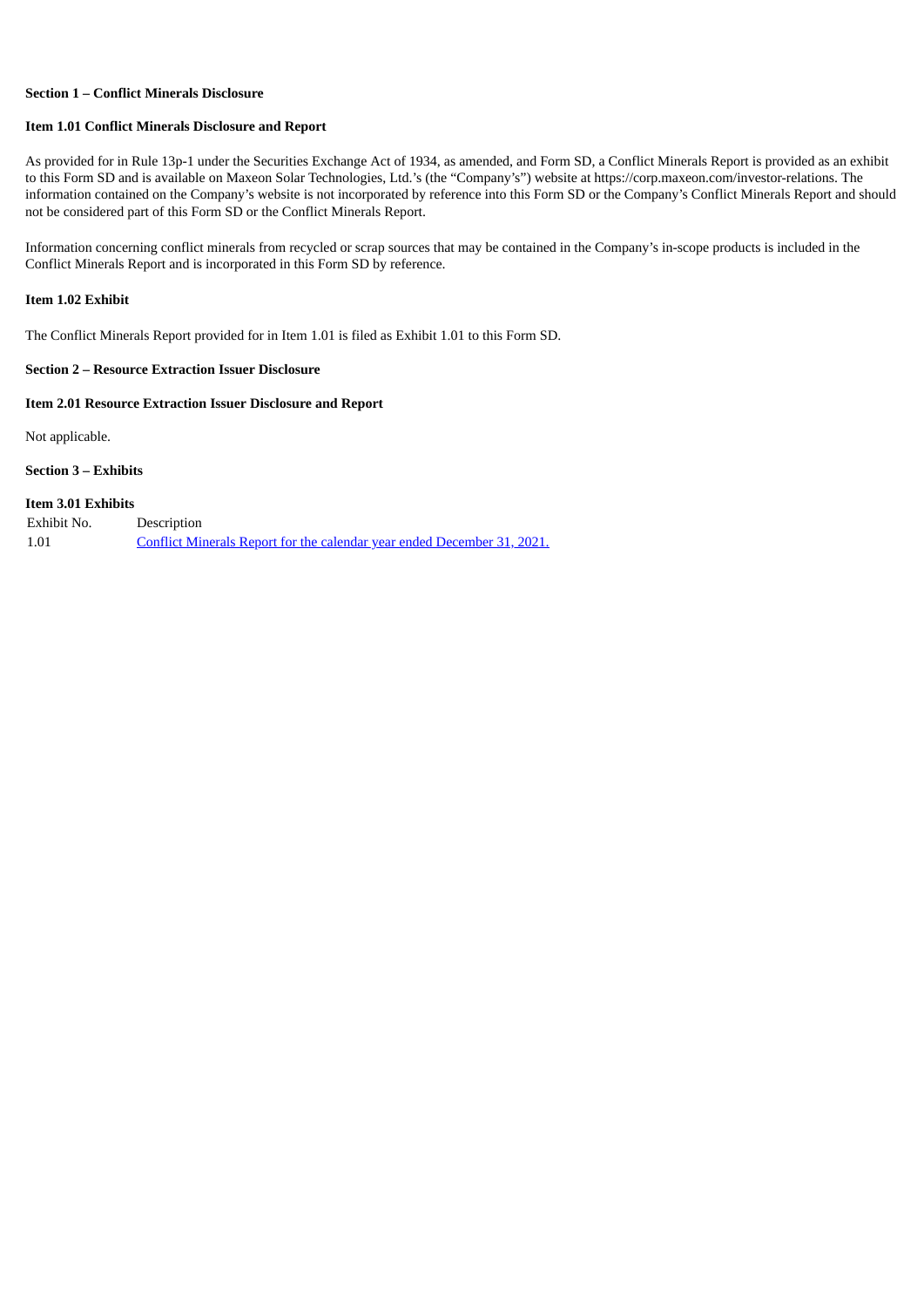**Section 1 – Conflict Minerals Disclosure**

**Item 1.01 Conflict Minerals Disclosure and Report**

As provided for in Rule 13p-1 under the Securities Exchange Act of 1934, as amended, and Form SD, a Conflict Minerals Report is provided as an exhibit to this Form SD and is available on Maxeon Solar Technologies, Ltd.'s (the "Company's") website at https://corp.maxeon.com/investor-relations. The information contained on the Company's website is not incorporated by reference into this Form SD or the Company's Conflict Minerals Report and should not be considered part of this Form SD or the Conflict Minerals Report.

Information concerning conflict minerals from recycled or scrap sources that may be contained in the Company's in-scope products is included in the Conflict Minerals Report and is incorporated in this Form SD by reference.

**Item 1.02 Exhibit**

The Conflict Minerals Report provided for in Item 1.01 is filed as Exhibit 1.01 to this Form SD.

**Section 2 – Resource Extraction Issuer Disclosure**

**Item 2.01 Resource Extraction Issuer Disclosure and Report**

Not applicable.

**Section 3 – Exhibits**

**Item 3.01 Exhibits**

| Exhibit No. | Description |
|---|---|
| 1.01 | Conflict Minerals Report for the calendar year ended December 31, 2021. |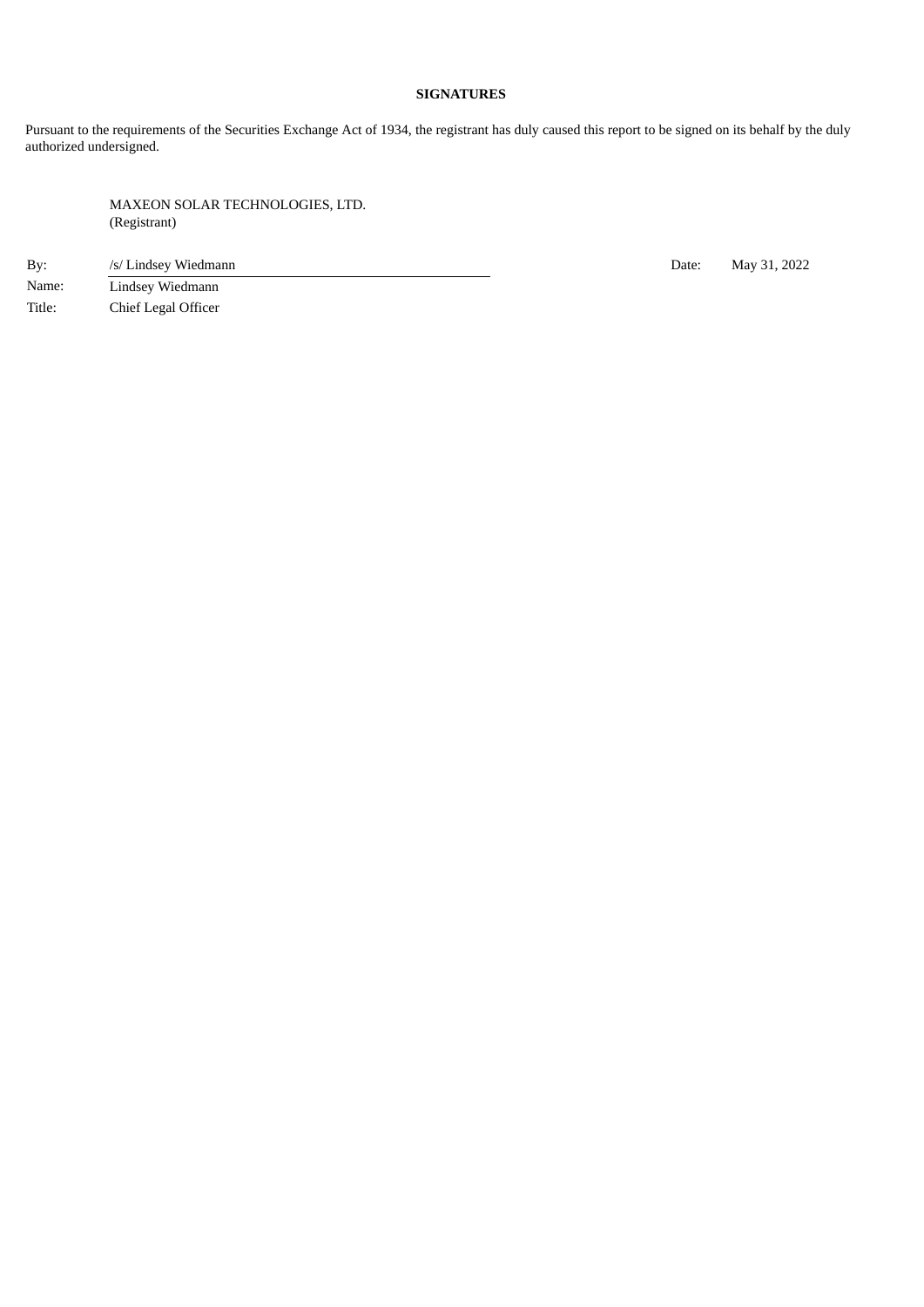**SIGNATURES**

Pursuant to the requirements of the Securities Exchange Act of 1934, the registrant has duly caused this report to be signed on its behalf by the duly authorized undersigned.

MAXEON SOLAR TECHNOLOGIES, LTD.
(Registrant)

| | | | |
|---|---|---|---|
| By: | /s/ Lindsey Wiedmann | Date: | May 31, 2022 |
| Name: | Lindsey Wiedmann | | |
| Title: | Chief Legal Officer | | |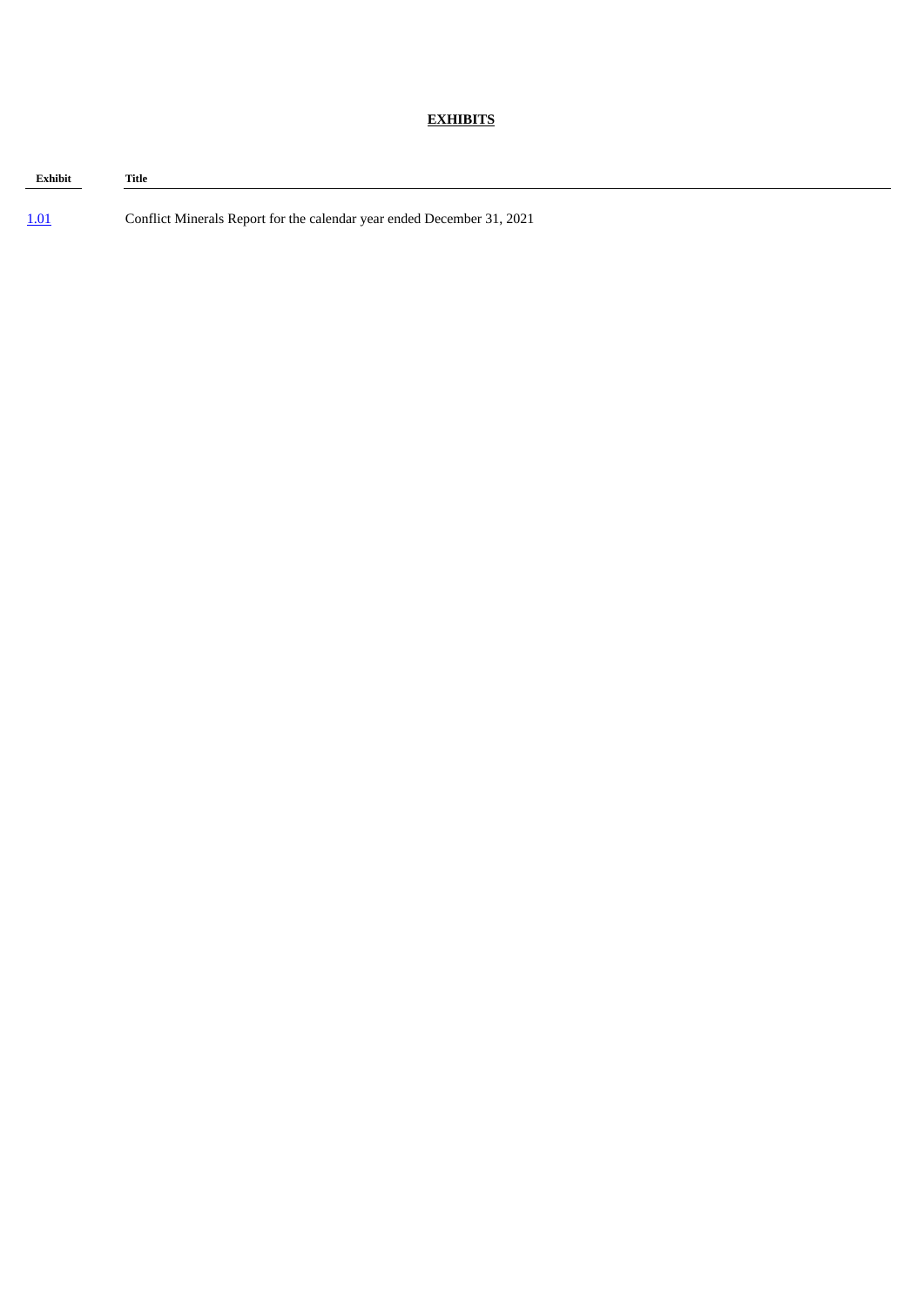## EXHIBITS

| Exhibit | Title |
| --- | --- |
| 1.01 | Conflict Minerals Report for the calendar year ended December 31, 2021 |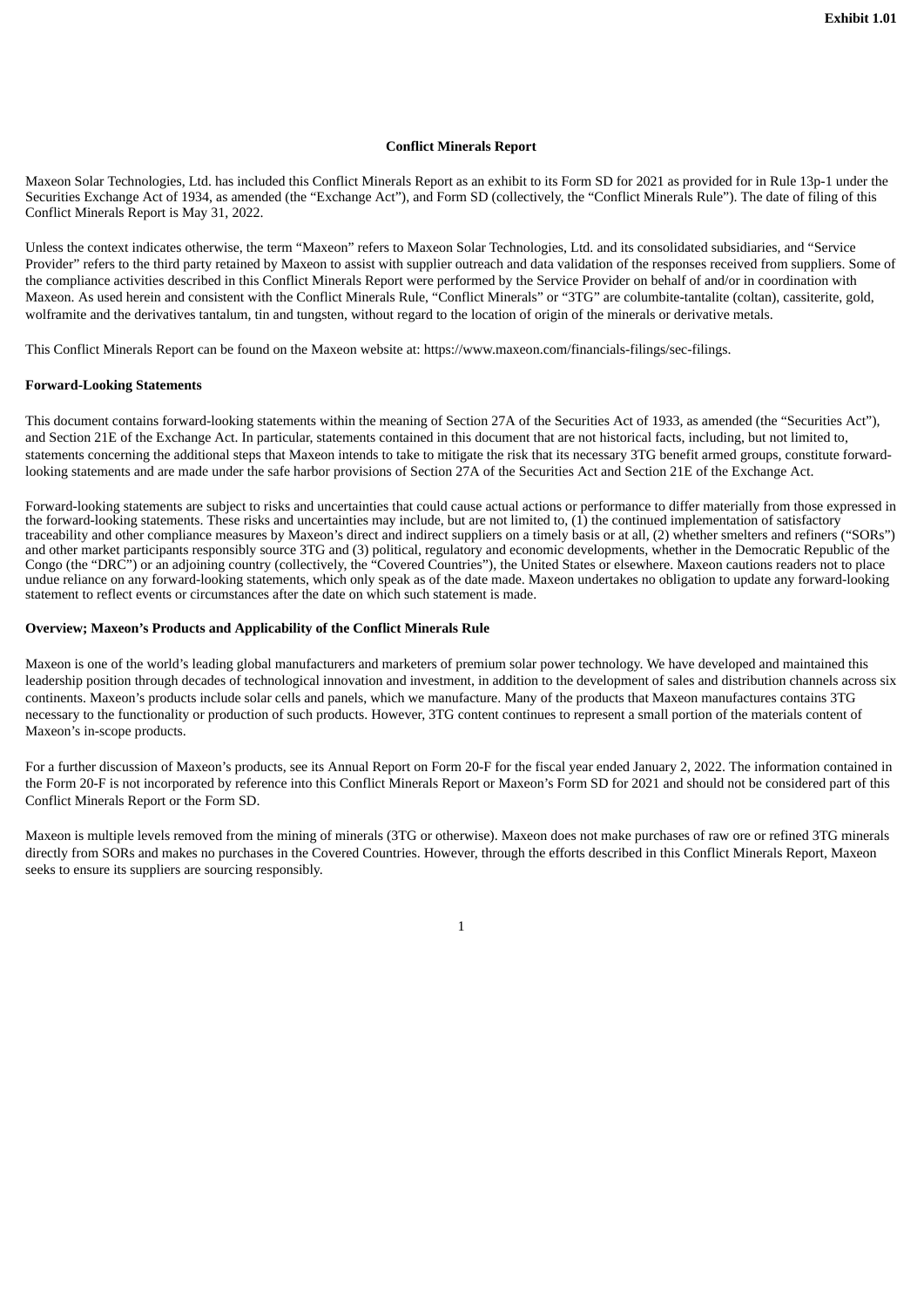Exhibit 1.01

**Conflict Minerals Report**

Maxeon Solar Technologies, Ltd. has included this Conflict Minerals Report as an exhibit to its Form SD for 2021 as provided for in Rule 13p-1 under the Securities Exchange Act of 1934, as amended (the "Exchange Act"), and Form SD (collectively, the "Conflict Minerals Rule"). The date of filing of this Conflict Minerals Report is May 31, 2022.

Unless the context indicates otherwise, the term "Maxeon" refers to Maxeon Solar Technologies, Ltd. and its consolidated subsidiaries, and "Service Provider" refers to the third party retained by Maxeon to assist with supplier outreach and data validation of the responses received from suppliers. Some of the compliance activities described in this Conflict Minerals Report were performed by the Service Provider on behalf of and/or in coordination with Maxeon. As used herein and consistent with the Conflict Minerals Rule, "Conflict Minerals" or "3TG" are columbite-tantalite (coltan), cassiterite, gold, wolframite and the derivatives tantalum, tin and tungsten, without regard to the location of origin of the minerals or derivative metals.

This Conflict Minerals Report can be found on the Maxeon website at: https://www.maxeon.com/financials-filings/sec-filings.

**Forward-Looking Statements**

This document contains forward-looking statements within the meaning of Section 27A of the Securities Act of 1933, as amended (the "Securities Act"), and Section 21E of the Exchange Act. In particular, statements contained in this document that are not historical facts, including, but not limited to, statements concerning the additional steps that Maxeon intends to take to mitigate the risk that its necessary 3TG benefit armed groups, constitute forward-looking statements and are made under the safe harbor provisions of Section 27A of the Securities Act and Section 21E of the Exchange Act.

Forward-looking statements are subject to risks and uncertainties that could cause actual actions or performance to differ materially from those expressed in the forward-looking statements. These risks and uncertainties may include, but are not limited to, (1) the continued implementation of satisfactory traceability and other compliance measures by Maxeon's direct and indirect suppliers on a timely basis or at all, (2) whether smelters and refiners ("SORs") and other market participants responsibly source 3TG and (3) political, regulatory and economic developments, whether in the Democratic Republic of the Congo (the "DRC") or an adjoining country (collectively, the "Covered Countries"), the United States or elsewhere. Maxeon cautions readers not to place undue reliance on any forward-looking statements, which only speak as of the date made. Maxeon undertakes no obligation to update any forward-looking statement to reflect events or circumstances after the date on which such statement is made.

**Overview; Maxeon's Products and Applicability of the Conflict Minerals Rule**

Maxeon is one of the world's leading global manufacturers and marketers of premium solar power technology. We have developed and maintained this leadership position through decades of technological innovation and investment, in addition to the development of sales and distribution channels across six continents. Maxeon's products include solar cells and panels, which we manufacture. Many of the products that Maxeon manufactures contains 3TG necessary to the functionality or production of such products. However, 3TG content continues to represent a small portion of the materials content of Maxeon's in-scope products.

For a further discussion of Maxeon's products, see its Annual Report on Form 20-F for the fiscal year ended January 2, 2022. The information contained in the Form 20-F is not incorporated by reference into this Conflict Minerals Report or Maxeon's Form SD for 2021 and should not be considered part of this Conflict Minerals Report or the Form SD.

Maxeon is multiple levels removed from the mining of minerals (3TG or otherwise). Maxeon does not make purchases of raw ore or refined 3TG minerals directly from SORs and makes no purchases in the Covered Countries. However, through the efforts described in this Conflict Minerals Report, Maxeon seeks to ensure its suppliers are sourcing responsibly.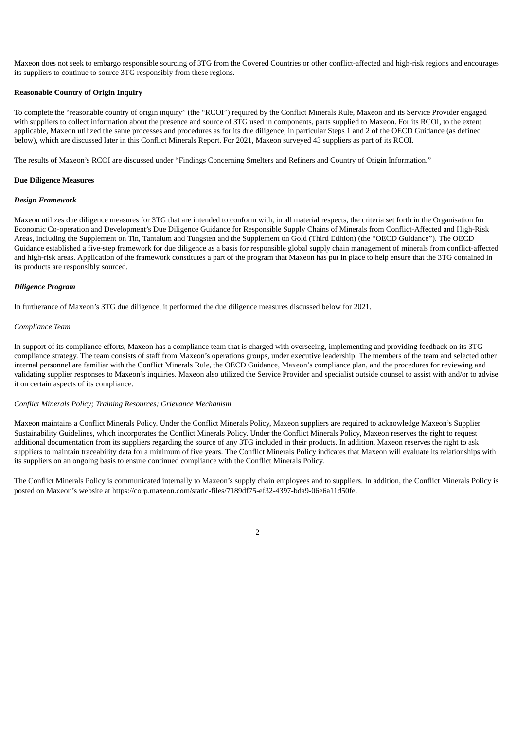Maxeon does not seek to embargo responsible sourcing of 3TG from the Covered Countries or other conflict-affected and high-risk regions and encourages its suppliers to continue to source 3TG responsibly from these regions.

**Reasonable Country of Origin Inquiry**

To complete the "reasonable country of origin inquiry" (the "RCOI") required by the Conflict Minerals Rule, Maxeon and its Service Provider engaged with suppliers to collect information about the presence and source of 3TG used in components, parts supplied to Maxeon. For its RCOI, to the extent applicable, Maxeon utilized the same processes and procedures as for its due diligence, in particular Steps 1 and 2 of the OECD Guidance (as defined below), which are discussed later in this Conflict Minerals Report. For 2021, Maxeon surveyed 43 suppliers as part of its RCOI.

The results of Maxeon's RCOI are discussed under "Findings Concerning Smelters and Refiners and Country of Origin Information."

**Due Diligence Measures**

***Design Framework***

Maxeon utilizes due diligence measures for 3TG that are intended to conform with, in all material respects, the criteria set forth in the Organisation for Economic Co-operation and Development's Due Diligence Guidance for Responsible Supply Chains of Minerals from Conflict-Affected and High-Risk Areas, including the Supplement on Tin, Tantalum and Tungsten and the Supplement on Gold (Third Edition) (the "OECD Guidance"). The OECD Guidance established a five-step framework for due diligence as a basis for responsible global supply chain management of minerals from conflict-affected and high-risk areas. Application of the framework constitutes a part of the program that Maxeon has put in place to help ensure that the 3TG contained in its products are responsibly sourced.

***Diligence Program***

In furtherance of Maxeon's 3TG due diligence, it performed the due diligence measures discussed below for 2021.

*Compliance Team*

In support of its compliance efforts, Maxeon has a compliance team that is charged with overseeing, implementing and providing feedback on its 3TG compliance strategy. The team consists of staff from Maxeon's operations groups, under executive leadership. The members of the team and selected other internal personnel are familiar with the Conflict Minerals Rule, the OECD Guidance, Maxeon's compliance plan, and the procedures for reviewing and validating supplier responses to Maxeon's inquiries. Maxeon also utilized the Service Provider and specialist outside counsel to assist with and/or to advise it on certain aspects of its compliance.

*Conflict Minerals Policy; Training Resources; Grievance Mechanism*

Maxeon maintains a Conflict Minerals Policy. Under the Conflict Minerals Policy, Maxeon suppliers are required to acknowledge Maxeon's Supplier Sustainability Guidelines, which incorporates the Conflict Minerals Policy. Under the Conflict Minerals Policy, Maxeon reserves the right to request additional documentation from its suppliers regarding the source of any 3TG included in their products. In addition, Maxeon reserves the right to ask suppliers to maintain traceability data for a minimum of five years. The Conflict Minerals Policy indicates that Maxeon will evaluate its relationships with its suppliers on an ongoing basis to ensure continued compliance with the Conflict Minerals Policy.

The Conflict Minerals Policy is communicated internally to Maxeon's supply chain employees and to suppliers. In addition, the Conflict Minerals Policy is posted on Maxeon's website at https://corp.maxeon.com/static-files/7189df75-ef32-4397-bda9-06e6a11d50fe.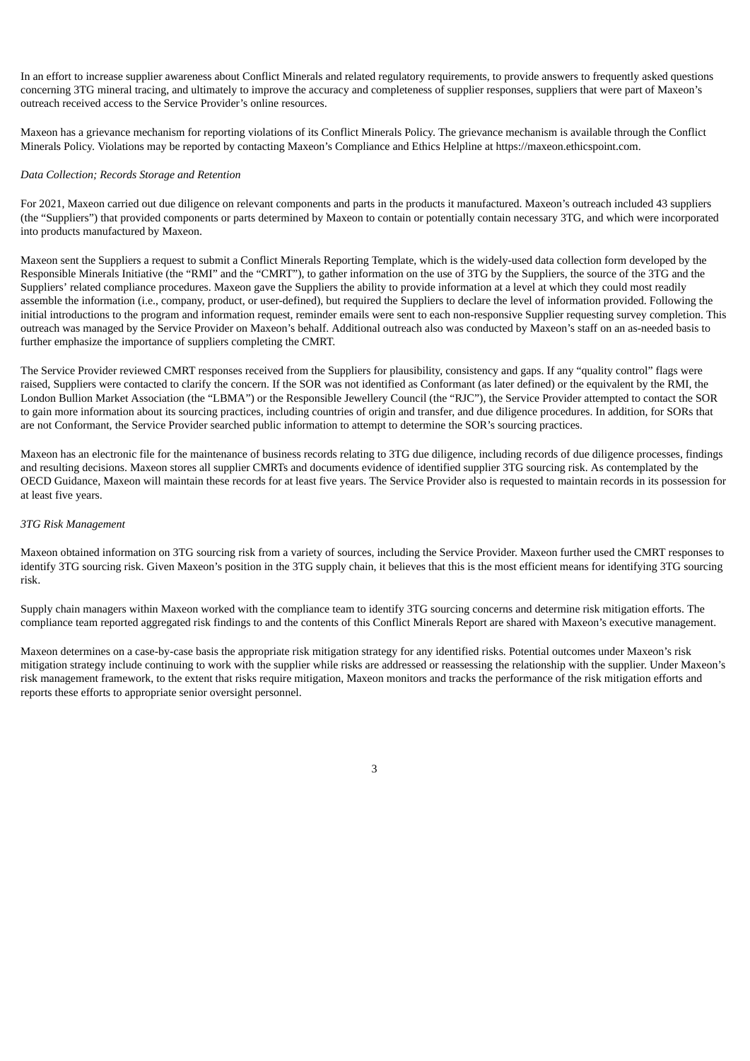In an effort to increase supplier awareness about Conflict Minerals and related regulatory requirements, to provide answers to frequently asked questions concerning 3TG mineral tracing, and ultimately to improve the accuracy and completeness of supplier responses, suppliers that were part of Maxeon's outreach received access to the Service Provider's online resources.

Maxeon has a grievance mechanism for reporting violations of its Conflict Minerals Policy. The grievance mechanism is available through the Conflict Minerals Policy. Violations may be reported by contacting Maxeon's Compliance and Ethics Helpline at https://maxeon.ethicspoint.com.

*Data Collection; Records Storage and Retention*

For 2021, Maxeon carried out due diligence on relevant components and parts in the products it manufactured. Maxeon's outreach included 43 suppliers (the "Suppliers") that provided components or parts determined by Maxeon to contain or potentially contain necessary 3TG, and which were incorporated into products manufactured by Maxeon.

Maxeon sent the Suppliers a request to submit a Conflict Minerals Reporting Template, which is the widely-used data collection form developed by the Responsible Minerals Initiative (the "RMI" and the "CMRT"), to gather information on the use of 3TG by the Suppliers, the source of the 3TG and the Suppliers' related compliance procedures. Maxeon gave the Suppliers the ability to provide information at a level at which they could most readily assemble the information (i.e., company, product, or user-defined), but required the Suppliers to declare the level of information provided. Following the initial introductions to the program and information request, reminder emails were sent to each non-responsive Supplier requesting survey completion. This outreach was managed by the Service Provider on Maxeon's behalf. Additional outreach also was conducted by Maxeon's staff on an as-needed basis to further emphasize the importance of suppliers completing the CMRT.

The Service Provider reviewed CMRT responses received from the Suppliers for plausibility, consistency and gaps. If any "quality control" flags were raised, Suppliers were contacted to clarify the concern. If the SOR was not identified as Conformant (as later defined) or the equivalent by the RMI, the London Bullion Market Association (the "LBMA") or the Responsible Jewellery Council (the "RJC"), the Service Provider attempted to contact the SOR to gain more information about its sourcing practices, including countries of origin and transfer, and due diligence procedures. In addition, for SORs that are not Conformant, the Service Provider searched public information to attempt to determine the SOR's sourcing practices.

Maxeon has an electronic file for the maintenance of business records relating to 3TG due diligence, including records of due diligence processes, findings and resulting decisions. Maxeon stores all supplier CMRTs and documents evidence of identified supplier 3TG sourcing risk. As contemplated by the OECD Guidance, Maxeon will maintain these records for at least five years. The Service Provider also is requested to maintain records in its possession for at least five years.

*3TG Risk Management*

Maxeon obtained information on 3TG sourcing risk from a variety of sources, including the Service Provider. Maxeon further used the CMRT responses to identify 3TG sourcing risk. Given Maxeon's position in the 3TG supply chain, it believes that this is the most efficient means for identifying 3TG sourcing risk.

Supply chain managers within Maxeon worked with the compliance team to identify 3TG sourcing concerns and determine risk mitigation efforts. The compliance team reported aggregated risk findings to and the contents of this Conflict Minerals Report are shared with Maxeon's executive management.

Maxeon determines on a case-by-case basis the appropriate risk mitigation strategy for any identified risks. Potential outcomes under Maxeon's risk mitigation strategy include continuing to work with the supplier while risks are addressed or reassessing the relationship with the supplier. Under Maxeon's risk management framework, to the extent that risks require mitigation, Maxeon monitors and tracks the performance of the risk mitigation efforts and reports these efforts to appropriate senior oversight personnel.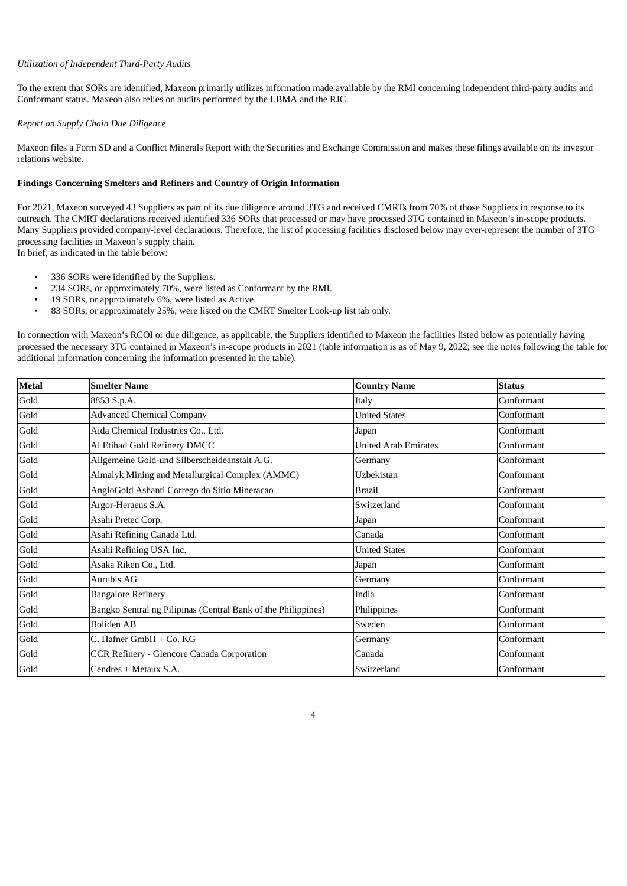*Utilization of Independent Third-Party Audits*

To the extent that SORs are identified, Maxeon primarily utilizes information made available by the RMI concerning independent third-party audits and Conformant status. Maxeon also relies on audits performed by the LBMA and the RJC.

*Report on Supply Chain Due Diligence*

Maxeon files a Form SD and a Conflict Minerals Report with the Securities and Exchange Commission and makes these filings available on its investor relations website.

**Findings Concerning Smelters and Refiners and Country of Origin Information**

For 2021, Maxeon surveyed 43 Suppliers as part of its due diligence around 3TG and received CMRTs from 70% of those Suppliers in response to its outreach. The CMRT declarations received identified 336 SORs that processed or may have processed 3TG contained in Maxeon's in-scope products. Many Suppliers provided company-level declarations. Therefore, the list of processing facilities disclosed below may over-represent the number of 3TG processing facilities in Maxeon's supply chain.
In brief, as indicated in the table below:

- 336 SORs were identified by the Suppliers.
- 234 SORs, or approximately 70%, were listed as Conformant by the RMI.
- 19 SORs, or approximately 6%, were listed as Active.
- 83 SORs, or approximately 25%, were listed on the CMRT Smelter Look-up list tab only.

In connection with Maxeon's RCOI or due diligence, as applicable, the Suppliers identified to Maxeon the facilities listed below as potentially having processed the necessary 3TG contained in Maxeon's in-scope products in 2021 (table information is as of May 9, 2022; see the notes following the table for additional information concerning the information presented in the table).

| Metal | Smelter Name | Country Name | Status |
|---|---|---|---|
| Gold | 8853 S.p.A. | Italy | Conformant |
| Gold | Advanced Chemical Company | United States | Conformant |
| Gold | Aida Chemical Industries Co., Ltd. | Japan | Conformant |
| Gold | Al Etihad Gold Refinery DMCC | United Arab Emirates | Conformant |
| Gold | Allgemeine Gold-und Silberscheideanstalt A.G. | Germany | Conformant |
| Gold | Almalyk Mining and Metallurgical Complex (AMMC) | Uzbekistan | Conformant |
| Gold | AngloGold Ashanti Corrego do Sitio Mineracao | Brazil | Conformant |
| Gold | Argor-Heraeus S.A. | Switzerland | Conformant |
| Gold | Asahi Pretec Corp. | Japan | Conformant |
| Gold | Asahi Refining Canada Ltd. | Canada | Conformant |
| Gold | Asahi Refining USA Inc. | United States | Conformant |
| Gold | Asaka Riken Co., Ltd. | Japan | Conformant |
| Gold | Aurubis AG | Germany | Conformant |
| Gold | Bangalore Refinery | India | Conformant |
| Gold | Bangko Sentral ng Pilipinas (Central Bank of the Philippines) | Philippines | Conformant |
| Gold | Boliden AB | Sweden | Conformant |
| Gold | C. Hafner GmbH + Co. KG | Germany | Conformant |
| Gold | CCR Refinery - Glencore Canada Corporation | Canada | Conformant |
| Gold | Cendres + Metaux S.A. | Switzerland | Conformant |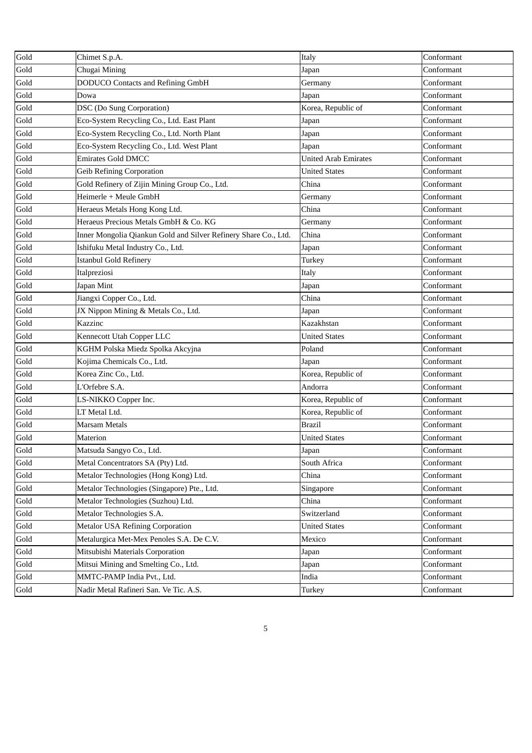| | | | |
|---|---|---|---|
| Gold | Chimet S.p.A. | Italy | Conformant |
| Gold | Chugai Mining | Japan | Conformant |
| Gold | DODUCO Contacts and Refining GmbH | Germany | Conformant |
| Gold | Dowa | Japan | Conformant |
| Gold | DSC (Do Sung Corporation) | Korea, Republic of | Conformant |
| Gold | Eco-System Recycling Co., Ltd. East Plant | Japan | Conformant |
| Gold | Eco-System Recycling Co., Ltd. North Plant | Japan | Conformant |
| Gold | Eco-System Recycling Co., Ltd. West Plant | Japan | Conformant |
| Gold | Emirates Gold DMCC | United Arab Emirates | Conformant |
| Gold | Geib Refining Corporation | United States | Conformant |
| Gold | Gold Refinery of Zijin Mining Group Co., Ltd. | China | Conformant |
| Gold | Heimerle + Meule GmbH | Germany | Conformant |
| Gold | Heraeus Metals Hong Kong Ltd. | China | Conformant |
| Gold | Heraeus Precious Metals GmbH & Co. KG | Germany | Conformant |
| Gold | Inner Mongolia Qiankun Gold and Silver Refinery Share Co., Ltd. | China | Conformant |
| Gold | Ishifuku Metal Industry Co., Ltd. | Japan | Conformant |
| Gold | Istanbul Gold Refinery | Turkey | Conformant |
| Gold | Italpreziosi | Italy | Conformant |
| Gold | Japan Mint | Japan | Conformant |
| Gold | Jiangxi Copper Co., Ltd. | China | Conformant |
| Gold | JX Nippon Mining & Metals Co., Ltd. | Japan | Conformant |
| Gold | Kazzinc | Kazakhstan | Conformant |
| Gold | Kennecott Utah Copper LLC | United States | Conformant |
| Gold | KGHM Polska Miedz Spolka Akcyjna | Poland | Conformant |
| Gold | Kojima Chemicals Co., Ltd. | Japan | Conformant |
| Gold | Korea Zinc Co., Ltd. | Korea, Republic of | Conformant |
| Gold | L'Orfebre S.A. | Andorra | Conformant |
| Gold | LS-NIKKO Copper Inc. | Korea, Republic of | Conformant |
| Gold | LT Metal Ltd. | Korea, Republic of | Conformant |
| Gold | Marsam Metals | Brazil | Conformant |
| Gold | Materion | United States | Conformant |
| Gold | Matsuda Sangyo Co., Ltd. | Japan | Conformant |
| Gold | Metal Concentrators SA (Pty) Ltd. | South Africa | Conformant |
| Gold | Metalor Technologies (Hong Kong) Ltd. | China | Conformant |
| Gold | Metalor Technologies (Singapore) Pte., Ltd. | Singapore | Conformant |
| Gold | Metalor Technologies (Suzhou) Ltd. | China | Conformant |
| Gold | Metalor Technologies S.A. | Switzerland | Conformant |
| Gold | Metalor USA Refining Corporation | United States | Conformant |
| Gold | Metalurgica Met-Mex Penoles S.A. De C.V. | Mexico | Conformant |
| Gold | Mitsubishi Materials Corporation | Japan | Conformant |
| Gold | Mitsui Mining and Smelting Co., Ltd. | Japan | Conformant |
| Gold | MMTC-PAMP India Pvt., Ltd. | India | Conformant |
| Gold | Nadir Metal Rafineri San. Ve Tic. A.S. | Turkey | Conformant |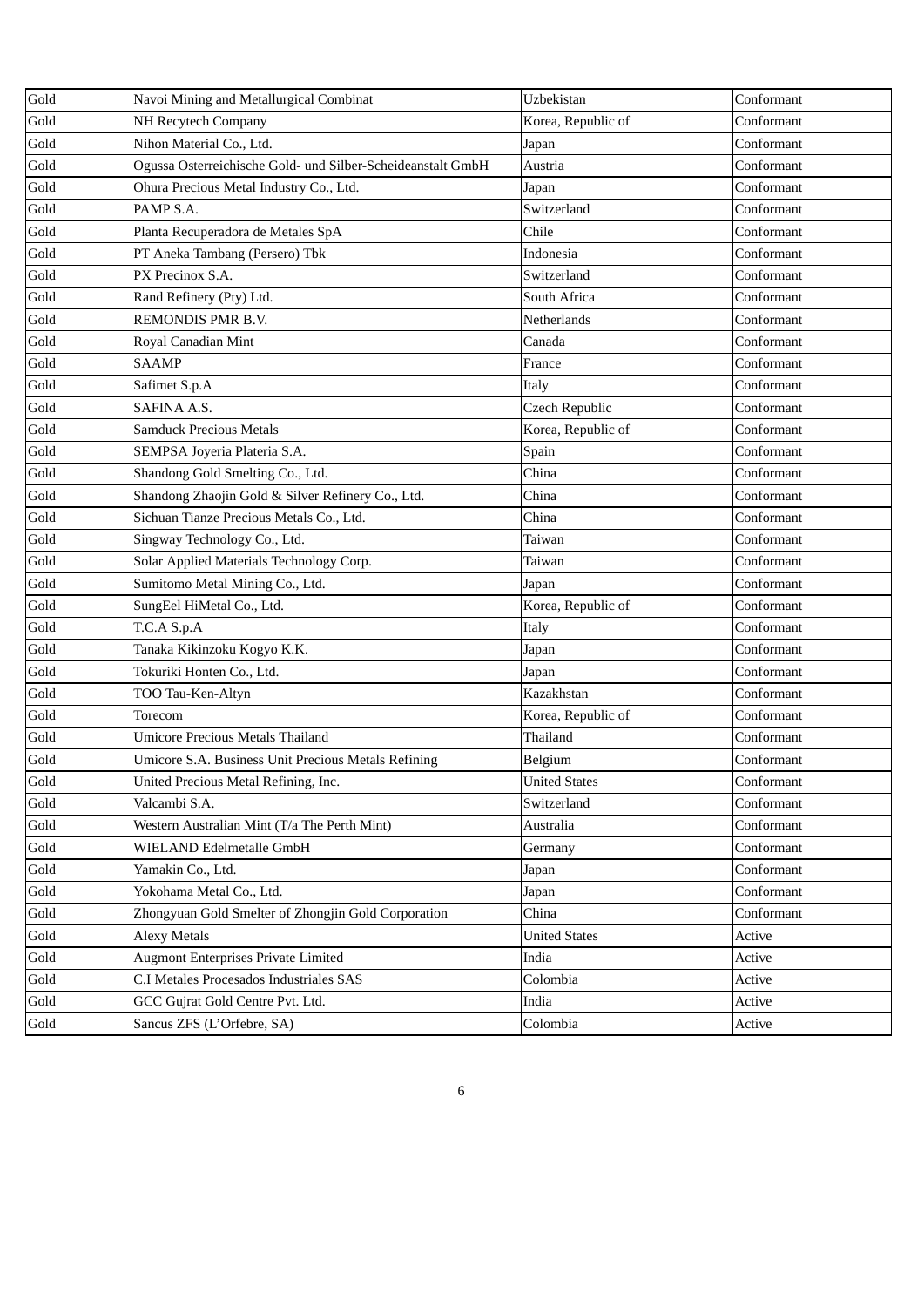| | | | |
|---|---|---|---|
| Gold | Navoi Mining and Metallurgical Combinat | Uzbekistan | Conformant |
| Gold | NH Recytech Company | Korea, Republic of | Conformant |
| Gold | Nihon Material Co., Ltd. | Japan | Conformant |
| Gold | Ogussa Osterreichische Gold- und Silber-Scheideanstalt GmbH | Austria | Conformant |
| Gold | Ohura Precious Metal Industry Co., Ltd. | Japan | Conformant |
| Gold | PAMP S.A. | Switzerland | Conformant |
| Gold | Planta Recuperadora de Metales SpA | Chile | Conformant |
| Gold | PT Aneka Tambang (Persero) Tbk | Indonesia | Conformant |
| Gold | PX Precinox S.A. | Switzerland | Conformant |
| Gold | Rand Refinery (Pty) Ltd. | South Africa | Conformant |
| Gold | REMONDIS PMR B.V. | Netherlands | Conformant |
| Gold | Royal Canadian Mint | Canada | Conformant |
| Gold | SAAMP | France | Conformant |
| Gold | Safimet S.p.A | Italy | Conformant |
| Gold | SAFINA A.S. | Czech Republic | Conformant |
| Gold | Samduck Precious Metals | Korea, Republic of | Conformant |
| Gold | SEMPSA Joyeria Plateria S.A. | Spain | Conformant |
| Gold | Shandong Gold Smelting Co., Ltd. | China | Conformant |
| Gold | Shandong Zhaojin Gold & Silver Refinery Co., Ltd. | China | Conformant |
| Gold | Sichuan Tianze Precious Metals Co., Ltd. | China | Conformant |
| Gold | Singway Technology Co., Ltd. | Taiwan | Conformant |
| Gold | Solar Applied Materials Technology Corp. | Taiwan | Conformant |
| Gold | Sumitomo Metal Mining Co., Ltd. | Japan | Conformant |
| Gold | SungEel HiMetal Co., Ltd. | Korea, Republic of | Conformant |
| Gold | T.C.A S.p.A | Italy | Conformant |
| Gold | Tanaka Kikinzoku Kogyo K.K. | Japan | Conformant |
| Gold | Tokuriki Honten Co., Ltd. | Japan | Conformant |
| Gold | TOO Tau-Ken-Altyn | Kazakhstan | Conformant |
| Gold | Torecom | Korea, Republic of | Conformant |
| Gold | Umicore Precious Metals Thailand | Thailand | Conformant |
| Gold | Umicore S.A. Business Unit Precious Metals Refining | Belgium | Conformant |
| Gold | United Precious Metal Refining, Inc. | United States | Conformant |
| Gold | Valcambi S.A. | Switzerland | Conformant |
| Gold | Western Australian Mint (T/a The Perth Mint) | Australia | Conformant |
| Gold | WIELAND Edelmetalle GmbH | Germany | Conformant |
| Gold | Yamakin Co., Ltd. | Japan | Conformant |
| Gold | Yokohama Metal Co., Ltd. | Japan | Conformant |
| Gold | Zhongyuan Gold Smelter of Zhongjin Gold Corporation | China | Conformant |
| Gold | Alexy Metals | United States | Active |
| Gold | Augmont Enterprises Private Limited | India | Active |
| Gold | C.I Metales Procesados Industriales SAS | Colombia | Active |
| Gold | GCC Gujrat Gold Centre Pvt. Ltd. | India | Active |
| Gold | Sancus ZFS (L'Orfebre, SA) | Colombia | Active |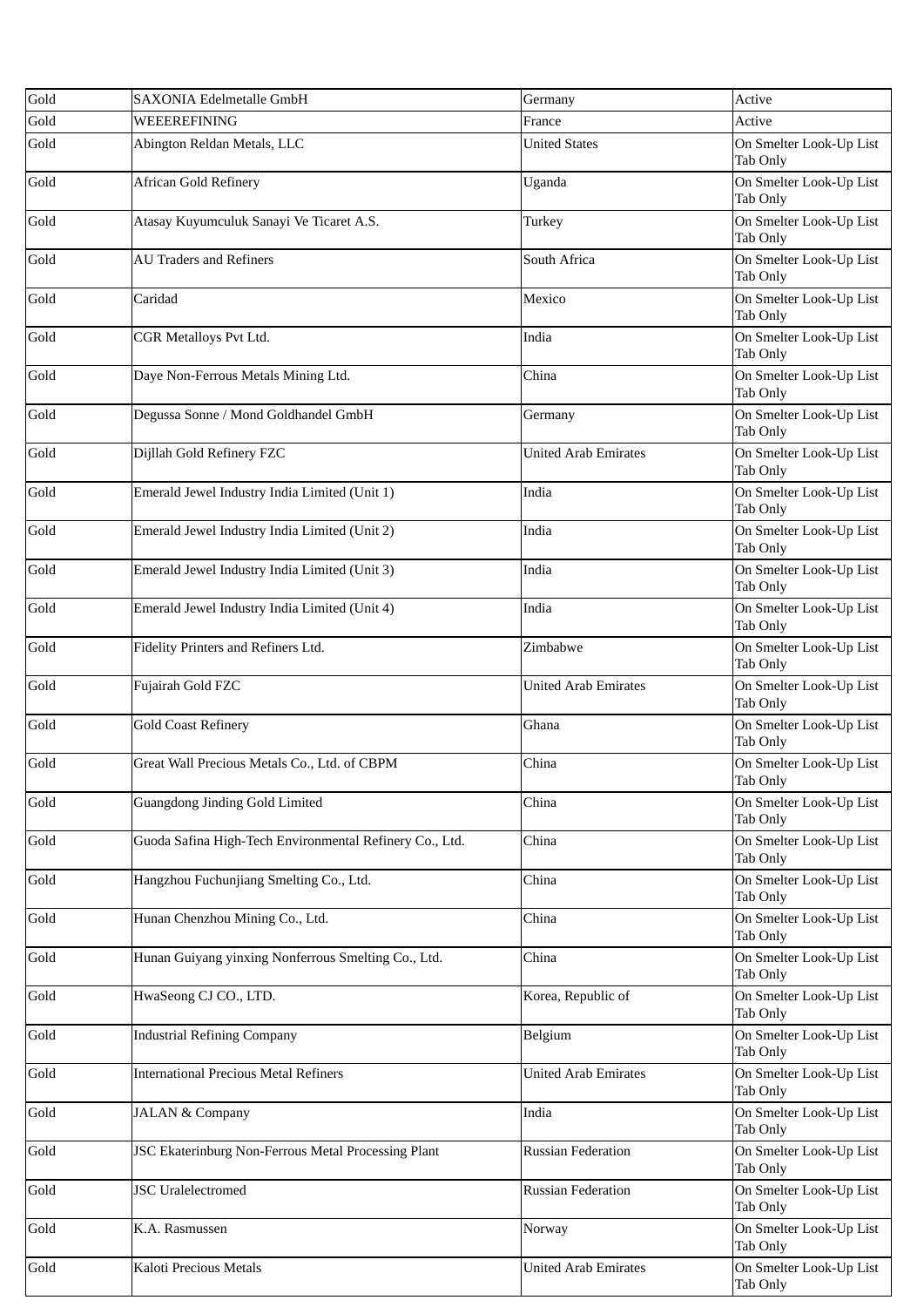| | | | |
|---|---|---|---|
| Gold | SAXONIA Edelmetalle GmbH | Germany | Active |
| Gold | WEEEREFINING | France | Active |
| Gold | Abington Reldan Metals, LLC | United States | On Smelter Look-Up List Tab Only |
| Gold | African Gold Refinery | Uganda | On Smelter Look-Up List Tab Only |
| Gold | Atasay Kuyumculuk Sanayi Ve Ticaret A.S. | Turkey | On Smelter Look-Up List Tab Only |
| Gold | AU Traders and Refiners | South Africa | On Smelter Look-Up List Tab Only |
| Gold | Caridad | Mexico | On Smelter Look-Up List Tab Only |
| Gold | CGR Metalloys Pvt Ltd. | India | On Smelter Look-Up List Tab Only |
| Gold | Daye Non-Ferrous Metals Mining Ltd. | China | On Smelter Look-Up List Tab Only |
| Gold | Degussa Sonne / Mond Goldhandel GmbH | Germany | On Smelter Look-Up List Tab Only |
| Gold | Dijllah Gold Refinery FZC | United Arab Emirates | On Smelter Look-Up List Tab Only |
| Gold | Emerald Jewel Industry India Limited (Unit 1) | India | On Smelter Look-Up List Tab Only |
| Gold | Emerald Jewel Industry India Limited (Unit 2) | India | On Smelter Look-Up List Tab Only |
| Gold | Emerald Jewel Industry India Limited (Unit 3) | India | On Smelter Look-Up List Tab Only |
| Gold | Emerald Jewel Industry India Limited (Unit 4) | India | On Smelter Look-Up List Tab Only |
| Gold | Fidelity Printers and Refiners Ltd. | Zimbabwe | On Smelter Look-Up List Tab Only |
| Gold | Fujairah Gold FZC | United Arab Emirates | On Smelter Look-Up List Tab Only |
| Gold | Gold Coast Refinery | Ghana | On Smelter Look-Up List Tab Only |
| Gold | Great Wall Precious Metals Co., Ltd. of CBPM | China | On Smelter Look-Up List Tab Only |
| Gold | Guangdong Jinding Gold Limited | China | On Smelter Look-Up List Tab Only |
| Gold | Guoda Safina High-Tech Environmental Refinery Co., Ltd. | China | On Smelter Look-Up List Tab Only |
| Gold | Hangzhou Fuchunjiang Smelting Co., Ltd. | China | On Smelter Look-Up List Tab Only |
| Gold | Hunan Chenzhou Mining Co., Ltd. | China | On Smelter Look-Up List Tab Only |
| Gold | Hunan Guiyang yinxing Nonferrous Smelting Co., Ltd. | China | On Smelter Look-Up List Tab Only |
| Gold | HwaSeong CJ CO., LTD. | Korea, Republic of | On Smelter Look-Up List Tab Only |
| Gold | Industrial Refining Company | Belgium | On Smelter Look-Up List Tab Only |
| Gold | International Precious Metal Refiners | United Arab Emirates | On Smelter Look-Up List Tab Only |
| Gold | JALAN & Company | India | On Smelter Look-Up List Tab Only |
| Gold | JSC Ekaterinburg Non-Ferrous Metal Processing Plant | Russian Federation | On Smelter Look-Up List Tab Only |
| Gold | JSC Uralelectromed | Russian Federation | On Smelter Look-Up List Tab Only |
| Gold | K.A. Rasmussen | Norway | On Smelter Look-Up List Tab Only |
| Gold | Kaloti Precious Metals | United Arab Emirates | On Smelter Look-Up List Tab Only |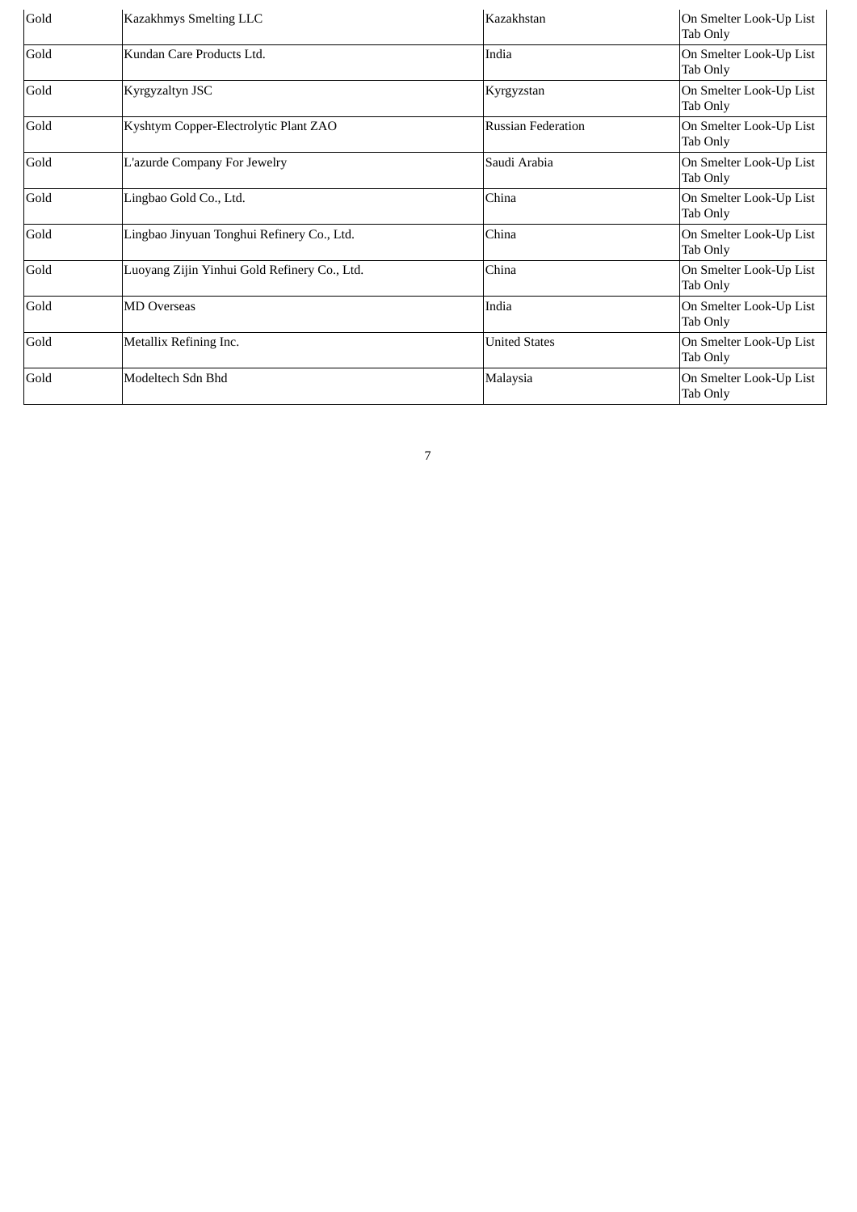| | | | |
|---|---|---|---|
| Gold | Kazakhmys Smelting LLC | Kazakhstan | On Smelter Look-Up List Tab Only |
| Gold | Kundan Care Products Ltd. | India | On Smelter Look-Up List Tab Only |
| Gold | Kyrgyzaltyn JSC | Kyrgyzstan | On Smelter Look-Up List Tab Only |
| Gold | Kyshtym Copper-Electrolytic Plant ZAO | Russian Federation | On Smelter Look-Up List Tab Only |
| Gold | L'azurde Company For Jewelry | Saudi Arabia | On Smelter Look-Up List Tab Only |
| Gold | Lingbao Gold Co., Ltd. | China | On Smelter Look-Up List Tab Only |
| Gold | Lingbao Jinyuan Tonghui Refinery Co., Ltd. | China | On Smelter Look-Up List Tab Only |
| Gold | Luoyang Zijin Yinhui Gold Refinery Co., Ltd. | China | On Smelter Look-Up List Tab Only |
| Gold | MD Overseas | India | On Smelter Look-Up List Tab Only |
| Gold | Metallix Refining Inc. | United States | On Smelter Look-Up List Tab Only |
| Gold | Modeltech Sdn Bhd | Malaysia | On Smelter Look-Up List Tab Only |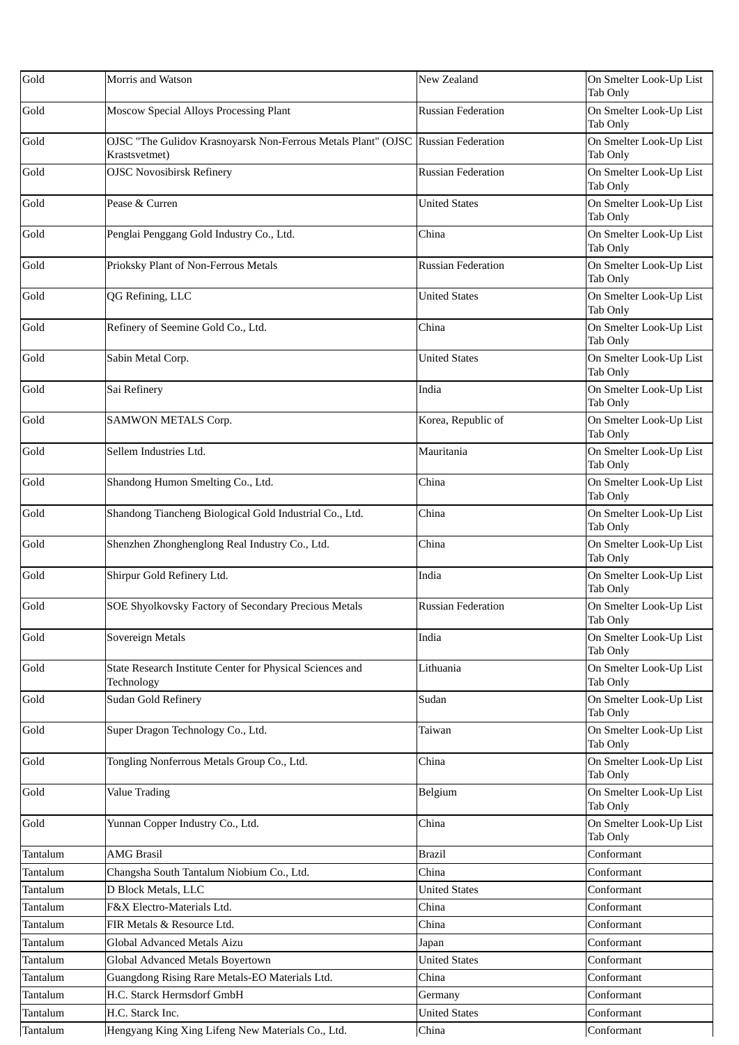| | | | |
|---|---|---|---|
| Gold | Morris and Watson | New Zealand | On Smelter Look-Up List Tab Only |
| Gold | Moscow Special Alloys Processing Plant | Russian Federation | On Smelter Look-Up List Tab Only |
| Gold | OJSC "The Gulidov Krasnoyarsk Non-Ferrous Metals Plant" (OJSC Krastsvetmet) | Russian Federation | On Smelter Look-Up List Tab Only |
| Gold | OJSC Novosibirsk Refinery | Russian Federation | On Smelter Look-Up List Tab Only |
| Gold | Pease & Curren | United States | On Smelter Look-Up List Tab Only |
| Gold | Penglai Penggang Gold Industry Co., Ltd. | China | On Smelter Look-Up List Tab Only |
| Gold | Prioksky Plant of Non-Ferrous Metals | Russian Federation | On Smelter Look-Up List Tab Only |
| Gold | QG Refining, LLC | United States | On Smelter Look-Up List Tab Only |
| Gold | Refinery of Seemine Gold Co., Ltd. | China | On Smelter Look-Up List Tab Only |
| Gold | Sabin Metal Corp. | United States | On Smelter Look-Up List Tab Only |
| Gold | Sai Refinery | India | On Smelter Look-Up List Tab Only |
| Gold | SAMWON METALS Corp. | Korea, Republic of | On Smelter Look-Up List Tab Only |
| Gold | Sellem Industries Ltd. | Mauritania | On Smelter Look-Up List Tab Only |
| Gold | Shandong Humon Smelting Co., Ltd. | China | On Smelter Look-Up List Tab Only |
| Gold | Shandong Tiancheng Biological Gold Industrial Co., Ltd. | China | On Smelter Look-Up List Tab Only |
| Gold | Shenzhen Zhonghenglong Real Industry Co., Ltd. | China | On Smelter Look-Up List Tab Only |
| Gold | Shirpur Gold Refinery Ltd. | India | On Smelter Look-Up List Tab Only |
| Gold | SOE Shyolkovsky Factory of Secondary Precious Metals | Russian Federation | On Smelter Look-Up List Tab Only |
| Gold | Sovereign Metals | India | On Smelter Look-Up List Tab Only |
| Gold | State Research Institute Center for Physical Sciences and Technology | Lithuania | On Smelter Look-Up List Tab Only |
| Gold | Sudan Gold Refinery | Sudan | On Smelter Look-Up List Tab Only |
| Gold | Super Dragon Technology Co., Ltd. | Taiwan | On Smelter Look-Up List Tab Only |
| Gold | Tongling Nonferrous Metals Group Co., Ltd. | China | On Smelter Look-Up List Tab Only |
| Gold | Value Trading | Belgium | On Smelter Look-Up List Tab Only |
| Gold | Yunnan Copper Industry Co., Ltd. | China | On Smelter Look-Up List Tab Only |
| Tantalum | AMG Brasil | Brazil | Conformant |
| Tantalum | Changsha South Tantalum Niobium Co., Ltd. | China | Conformant |
| Tantalum | D Block Metals, LLC | United States | Conformant |
| Tantalum | F&X Electro-Materials Ltd. | China | Conformant |
| Tantalum | FIR Metals & Resource Ltd. | China | Conformant |
| Tantalum | Global Advanced Metals Aizu | Japan | Conformant |
| Tantalum | Global Advanced Metals Boyertown | United States | Conformant |
| Tantalum | Guangdong Rising Rare Metals-EO Materials Ltd. | China | Conformant |
| Tantalum | H.C. Starck Hermsdorf GmbH | Germany | Conformant |
| Tantalum | H.C. Starck Inc. | United States | Conformant |
| Tantalum | Hengyang King Xing Lifeng New Materials Co., Ltd. | China | Conformant |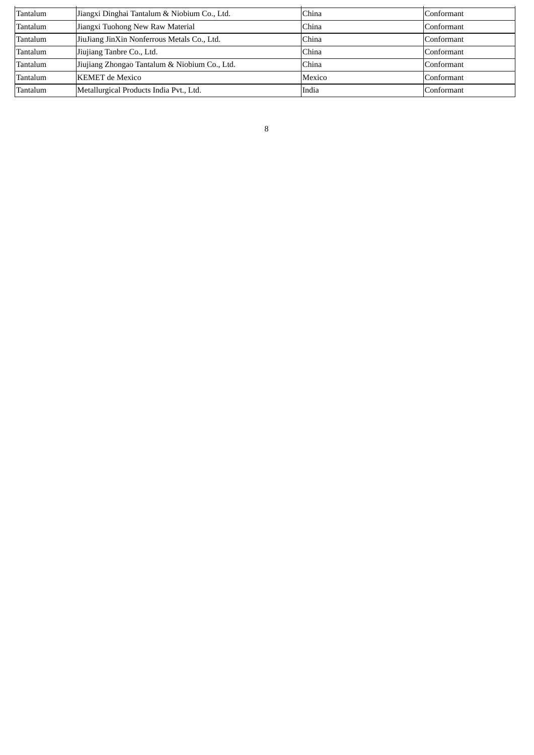| | | | |
|---|---|---|---|
| Tantalum | Jiangxi Dinghai Tantalum & Niobium Co., Ltd. | China | Conformant |
| Tantalum | Jiangxi Tuohong New Raw Material | China | Conformant |
| Tantalum | JiuJiang JinXin Nonferrous Metals Co., Ltd. | China | Conformant |
| Tantalum | Jiujiang Tanbre Co., Ltd. | China | Conformant |
| Tantalum | Jiujiang Zhongao Tantalum & Niobium Co., Ltd. | China | Conformant |
| Tantalum | KEMET de Mexico | Mexico | Conformant |
| Tantalum | Metallurgical Products India Pvt., Ltd. | India | Conformant |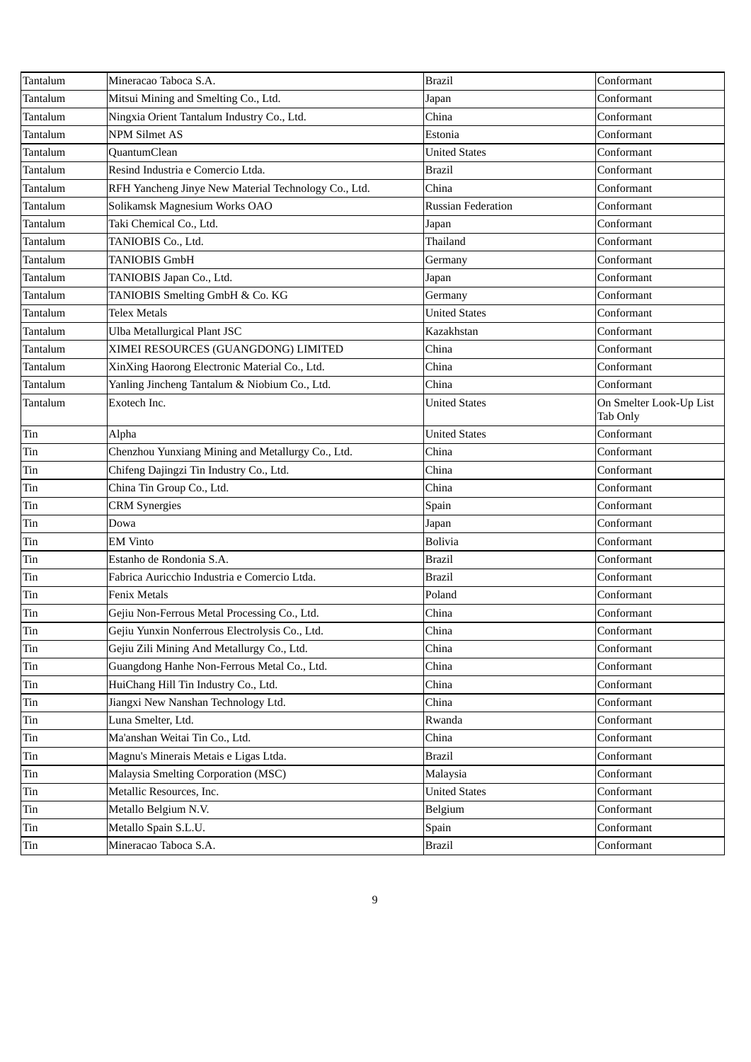| | | | |
|---|---|---|---|
| Tantalum | Mineracao Taboca S.A. | Brazil | Conformant |
| Tantalum | Mitsui Mining and Smelting Co., Ltd. | Japan | Conformant |
| Tantalum | Ningxia Orient Tantalum Industry Co., Ltd. | China | Conformant |
| Tantalum | NPM Silmet AS | Estonia | Conformant |
| Tantalum | QuantumClean | United States | Conformant |
| Tantalum | Resind Industria e Comercio Ltda. | Brazil | Conformant |
| Tantalum | RFH Yancheng Jinye New Material Technology Co., Ltd. | China | Conformant |
| Tantalum | Solikamsk Magnesium Works OAO | Russian Federation | Conformant |
| Tantalum | Taki Chemical Co., Ltd. | Japan | Conformant |
| Tantalum | TANIOBIS Co., Ltd. | Thailand | Conformant |
| Tantalum | TANIOBIS GmbH | Germany | Conformant |
| Tantalum | TANIOBIS Japan Co., Ltd. | Japan | Conformant |
| Tantalum | TANIOBIS Smelting GmbH & Co. KG | Germany | Conformant |
| Tantalum | Telex Metals | United States | Conformant |
| Tantalum | Ulba Metallurgical Plant JSC | Kazakhstan | Conformant |
| Tantalum | XIMEI RESOURCES (GUANGDONG) LIMITED | China | Conformant |
| Tantalum | XinXing Haorong Electronic Material Co., Ltd. | China | Conformant |
| Tantalum | Yanling Jincheng Tantalum & Niobium Co., Ltd. | China | Conformant |
| Tantalum | Exotech Inc. | United States | On Smelter Look-Up List Tab Only |
| Tin | Alpha | United States | Conformant |
| Tin | Chenzhou Yunxiang Mining and Metallurgy Co., Ltd. | China | Conformant |
| Tin | Chifeng Dajingzi Tin Industry Co., Ltd. | China | Conformant |
| Tin | China Tin Group Co., Ltd. | China | Conformant |
| Tin | CRM Synergies | Spain | Conformant |
| Tin | Dowa | Japan | Conformant |
| Tin | EM Vinto | Bolivia | Conformant |
| Tin | Estanho de Rondonia S.A. | Brazil | Conformant |
| Tin | Fabrica Auricchio Industria e Comercio Ltda. | Brazil | Conformant |
| Tin | Fenix Metals | Poland | Conformant |
| Tin | Gejiu Non-Ferrous Metal Processing Co., Ltd. | China | Conformant |
| Tin | Gejiu Yunxin Nonferrous Electrolysis Co., Ltd. | China | Conformant |
| Tin | Gejiu Zili Mining And Metallurgy Co., Ltd. | China | Conformant |
| Tin | Guangdong Hanhe Non-Ferrous Metal Co., Ltd. | China | Conformant |
| Tin | HuiChang Hill Tin Industry Co., Ltd. | China | Conformant |
| Tin | Jiangxi New Nanshan Technology Ltd. | China | Conformant |
| Tin | Luna Smelter, Ltd. | Rwanda | Conformant |
| Tin | Ma'anshan Weitai Tin Co., Ltd. | China | Conformant |
| Tin | Magnu's Minerais Metais e Ligas Ltda. | Brazil | Conformant |
| Tin | Malaysia Smelting Corporation (MSC) | Malaysia | Conformant |
| Tin | Metallic Resources, Inc. | United States | Conformant |
| Tin | Metallo Belgium N.V. | Belgium | Conformant |
| Tin | Metallo Spain S.L.U. | Spain | Conformant |
| Tin | Mineracao Taboca S.A. | Brazil | Conformant |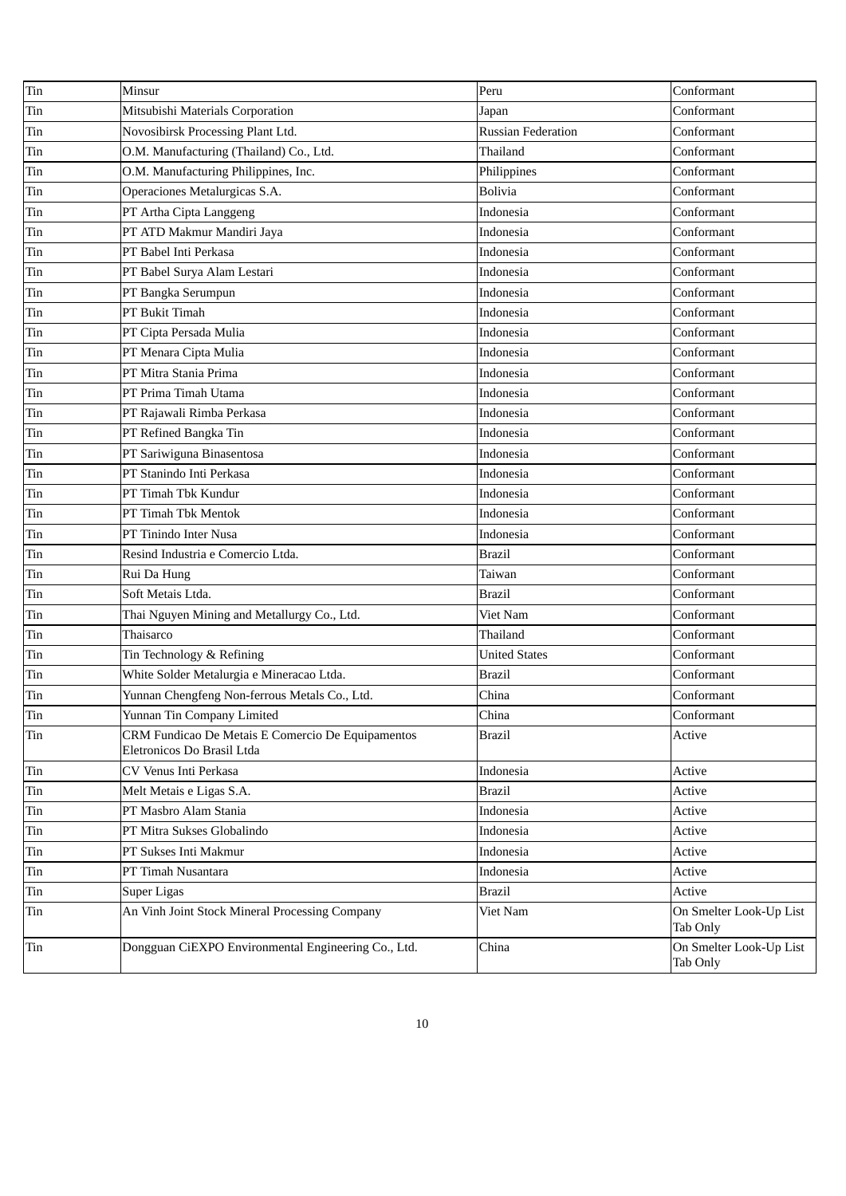| | | | |
|---|---|---|---|
| Tin | Minsur | Peru | Conformant |
| Tin | Mitsubishi Materials Corporation | Japan | Conformant |
| Tin | Novosibirsk Processing Plant Ltd. | Russian Federation | Conformant |
| Tin | O.M. Manufacturing (Thailand) Co., Ltd. | Thailand | Conformant |
| Tin | O.M. Manufacturing Philippines, Inc. | Philippines | Conformant |
| Tin | Operaciones Metalurgicas S.A. | Bolivia | Conformant |
| Tin | PT Artha Cipta Langgeng | Indonesia | Conformant |
| Tin | PT ATD Makmur Mandiri Jaya | Indonesia | Conformant |
| Tin | PT Babel Inti Perkasa | Indonesia | Conformant |
| Tin | PT Babel Surya Alam Lestari | Indonesia | Conformant |
| Tin | PT Bangka Serumpun | Indonesia | Conformant |
| Tin | PT Bukit Timah | Indonesia | Conformant |
| Tin | PT Cipta Persada Mulia | Indonesia | Conformant |
| Tin | PT Menara Cipta Mulia | Indonesia | Conformant |
| Tin | PT Mitra Stania Prima | Indonesia | Conformant |
| Tin | PT Prima Timah Utama | Indonesia | Conformant |
| Tin | PT Rajawali Rimba Perkasa | Indonesia | Conformant |
| Tin | PT Refined Bangka Tin | Indonesia | Conformant |
| Tin | PT Sariwiguna Binasentosa | Indonesia | Conformant |
| Tin | PT Stanindo Inti Perkasa | Indonesia | Conformant |
| Tin | PT Timah Tbk Kundur | Indonesia | Conformant |
| Tin | PT Timah Tbk Mentok | Indonesia | Conformant |
| Tin | PT Tinindo Inter Nusa | Indonesia | Conformant |
| Tin | Resind Industria e Comercio Ltda. | Brazil | Conformant |
| Tin | Rui Da Hung | Taiwan | Conformant |
| Tin | Soft Metais Ltda. | Brazil | Conformant |
| Tin | Thai Nguyen Mining and Metallurgy Co., Ltd. | Viet Nam | Conformant |
| Tin | Thaisarco | Thailand | Conformant |
| Tin | Tin Technology & Refining | United States | Conformant |
| Tin | White Solder Metalurgia e Mineracao Ltda. | Brazil | Conformant |
| Tin | Yunnan Chengfeng Non-ferrous Metals Co., Ltd. | China | Conformant |
| Tin | Yunnan Tin Company Limited | China | Conformant |
| Tin | CRM Fundicao De Metais E Comercio De Equipamentos Eletronicos Do Brasil Ltda | Brazil | Active |
| Tin | CV Venus Inti Perkasa | Indonesia | Active |
| Tin | Melt Metais e Ligas S.A. | Brazil | Active |
| Tin | PT Masbro Alam Stania | Indonesia | Active |
| Tin | PT Mitra Sukses Globalindo | Indonesia | Active |
| Tin | PT Sukses Inti Makmur | Indonesia | Active |
| Tin | PT Timah Nusantara | Indonesia | Active |
| Tin | Super Ligas | Brazil | Active |
| Tin | An Vinh Joint Stock Mineral Processing Company | Viet Nam | On Smelter Look-Up List Tab Only |
| Tin | Dongguan CiEXPO Environmental Engineering Co., Ltd. | China | On Smelter Look-Up List Tab Only |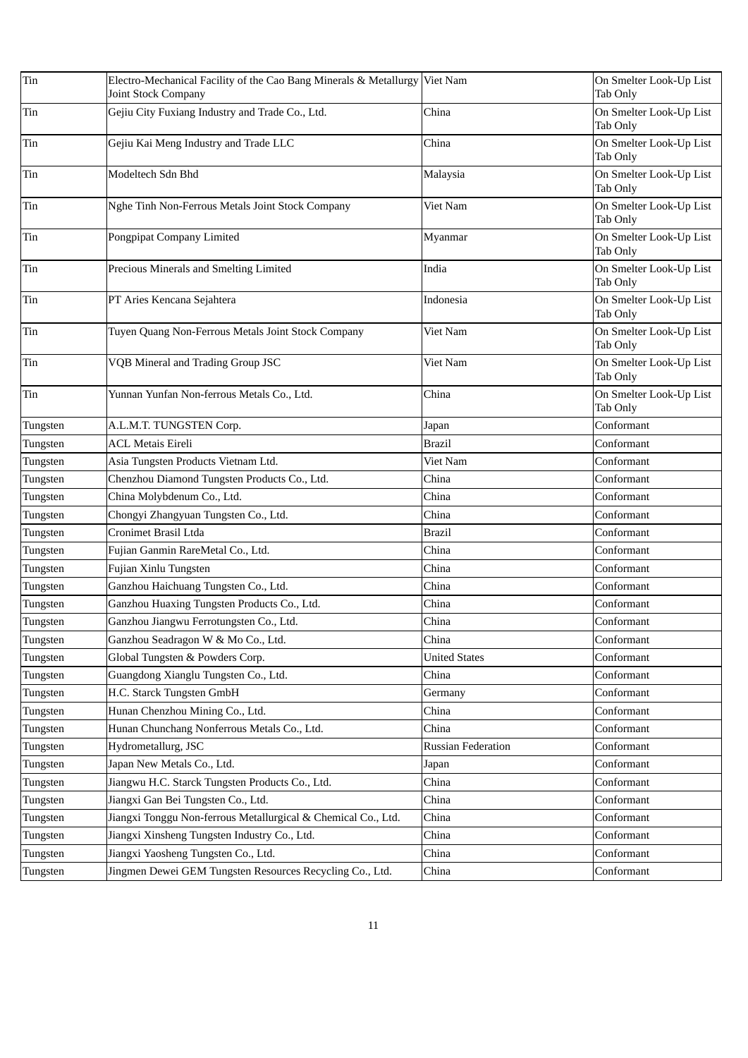| | | | |
|---|---|---|---|
| Tin | Electro-Mechanical Facility of the Cao Bang Minerals & Metallurgy Joint Stock Company | Viet Nam | On Smelter Look-Up List Tab Only |
| Tin | Gejiu City Fuxiang Industry and Trade Co., Ltd. | China | On Smelter Look-Up List Tab Only |
| Tin | Gejiu Kai Meng Industry and Trade LLC | China | On Smelter Look-Up List Tab Only |
| Tin | Modeltech Sdn Bhd | Malaysia | On Smelter Look-Up List Tab Only |
| Tin | Nghe Tinh Non-Ferrous Metals Joint Stock Company | Viet Nam | On Smelter Look-Up List Tab Only |
| Tin | Pongpipat Company Limited | Myanmar | On Smelter Look-Up List Tab Only |
| Tin | Precious Minerals and Smelting Limited | India | On Smelter Look-Up List Tab Only |
| Tin | PT Aries Kencana Sejahtera | Indonesia | On Smelter Look-Up List Tab Only |
| Tin | Tuyen Quang Non-Ferrous Metals Joint Stock Company | Viet Nam | On Smelter Look-Up List Tab Only |
| Tin | VQB Mineral and Trading Group JSC | Viet Nam | On Smelter Look-Up List Tab Only |
| Tin | Yunnan Yunfan Non-ferrous Metals Co., Ltd. | China | On Smelter Look-Up List Tab Only |
| Tungsten | A.L.M.T. TUNGSTEN Corp. | Japan | Conformant |
| Tungsten | ACL Metais Eireli | Brazil | Conformant |
| Tungsten | Asia Tungsten Products Vietnam Ltd. | Viet Nam | Conformant |
| Tungsten | Chenzhou Diamond Tungsten Products Co., Ltd. | China | Conformant |
| Tungsten | China Molybdenum Co., Ltd. | China | Conformant |
| Tungsten | Chongyi Zhangyuan Tungsten Co., Ltd. | China | Conformant |
| Tungsten | Cronimet Brasil Ltda | Brazil | Conformant |
| Tungsten | Fujian Ganmin RareMetal Co., Ltd. | China | Conformant |
| Tungsten | Fujian Xinlu Tungsten | China | Conformant |
| Tungsten | Ganzhou Haichuang Tungsten Co., Ltd. | China | Conformant |
| Tungsten | Ganzhou Huaxing Tungsten Products Co., Ltd. | China | Conformant |
| Tungsten | Ganzhou Jiangwu Ferrotungsten Co., Ltd. | China | Conformant |
| Tungsten | Ganzhou Seadragon W & Mo Co., Ltd. | China | Conformant |
| Tungsten | Global Tungsten & Powders Corp. | United States | Conformant |
| Tungsten | Guangdong Xianglu Tungsten Co., Ltd. | China | Conformant |
| Tungsten | H.C. Starck Tungsten GmbH | Germany | Conformant |
| Tungsten | Hunan Chenzhou Mining Co., Ltd. | China | Conformant |
| Tungsten | Hunan Chunchang Nonferrous Metals Co., Ltd. | China | Conformant |
| Tungsten | Hydrometallurg, JSC | Russian Federation | Conformant |
| Tungsten | Japan New Metals Co., Ltd. | Japan | Conformant |
| Tungsten | Jiangwu H.C. Starck Tungsten Products Co., Ltd. | China | Conformant |
| Tungsten | Jiangxi Gan Bei Tungsten Co., Ltd. | China | Conformant |
| Tungsten | Jiangxi Tonggu Non-ferrous Metallurgical & Chemical Co., Ltd. | China | Conformant |
| Tungsten | Jiangxi Xinsheng Tungsten Industry Co., Ltd. | China | Conformant |
| Tungsten | Jiangxi Yaosheng Tungsten Co., Ltd. | China | Conformant |
| Tungsten | Jingmen Dewei GEM Tungsten Resources Recycling Co., Ltd. | China | Conformant |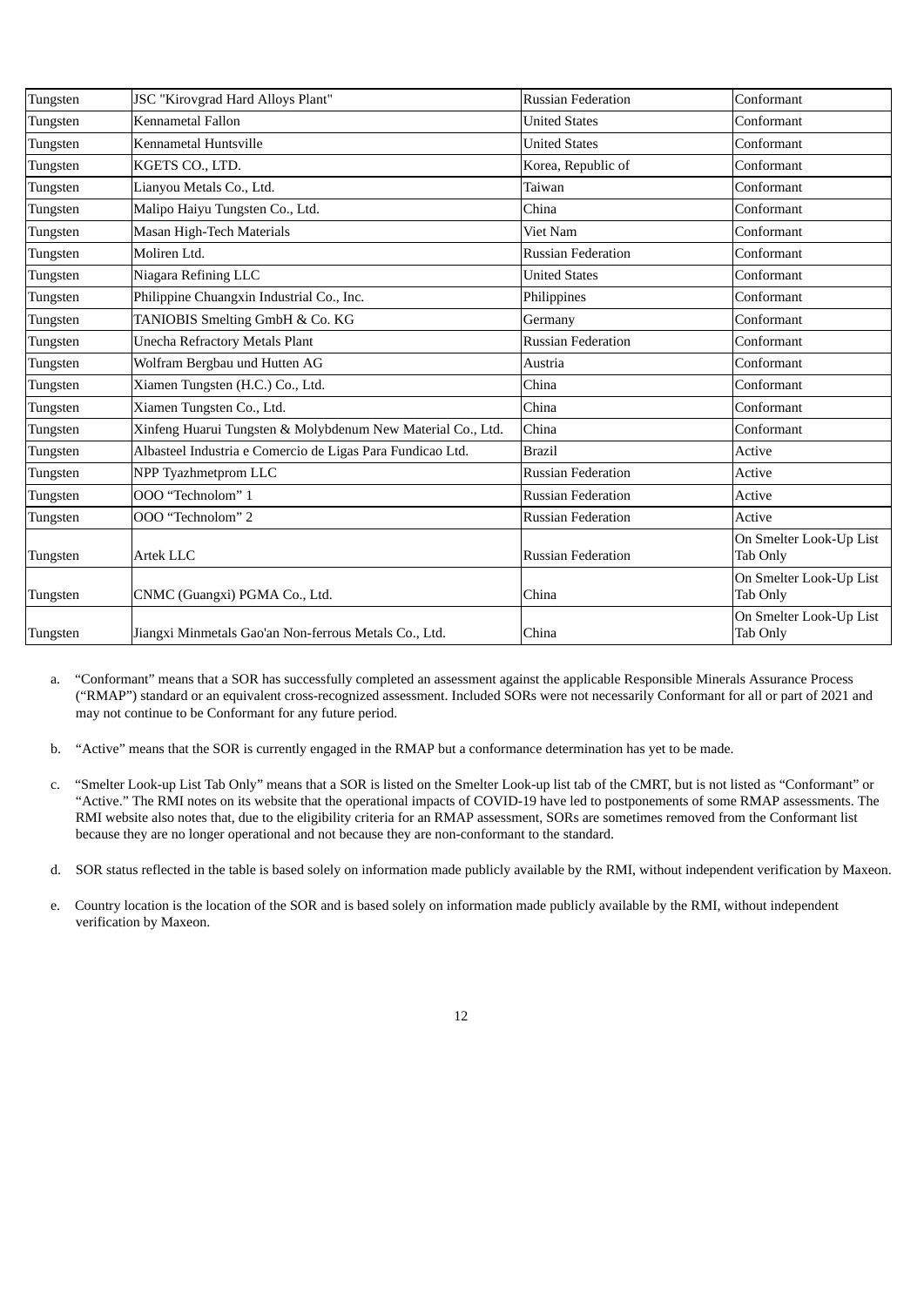| | | | |
|---|---|---|---|
| Tungsten | JSC "Kirovgrad Hard Alloys Plant" | Russian Federation | Conformant |
| Tungsten | Kennametal Fallon | United States | Conformant |
| Tungsten | Kennametal Huntsville | United States | Conformant |
| Tungsten | KGETS CO., LTD. | Korea, Republic of | Conformant |
| Tungsten | Lianyou Metals Co., Ltd. | Taiwan | Conformant |
| Tungsten | Malipo Haiyu Tungsten Co., Ltd. | China | Conformant |
| Tungsten | Masan High-Tech Materials | Viet Nam | Conformant |
| Tungsten | Moliren Ltd. | Russian Federation | Conformant |
| Tungsten | Niagara Refining LLC | United States | Conformant |
| Tungsten | Philippine Chuangxin Industrial Co., Inc. | Philippines | Conformant |
| Tungsten | TANIOBIS Smelting GmbH & Co. KG | Germany | Conformant |
| Tungsten | Unecha Refractory Metals Plant | Russian Federation | Conformant |
| Tungsten | Wolfram Bergbau und Hutten AG | Austria | Conformant |
| Tungsten | Xiamen Tungsten (H.C.) Co., Ltd. | China | Conformant |
| Tungsten | Xiamen Tungsten Co., Ltd. | China | Conformant |
| Tungsten | Xinfeng Huarui Tungsten & Molybdenum New Material Co., Ltd. | China | Conformant |
| Tungsten | Albasteel Industria e Comercio de Ligas Para Fundicao Ltd. | Brazil | Active |
| Tungsten | NPP Tyazhmetprom LLC | Russian Federation | Active |
| Tungsten | OOO "Technolom" 1 | Russian Federation | Active |
| Tungsten | OOO "Technolom" 2 | Russian Federation | Active |
| Tungsten | Artek LLC | Russian Federation | On Smelter Look-Up List Tab Only |
| Tungsten | CNMC (Guangxi) PGMA Co., Ltd. | China | On Smelter Look-Up List Tab Only |
| Tungsten | Jiangxi Minmetals Gao'an Non-ferrous Metals Co., Ltd. | China | On Smelter Look-Up List Tab Only |

a. "Conformant" means that a SOR has successfully completed an assessment against the applicable Responsible Minerals Assurance Process ("RMAP") standard or an equivalent cross-recognized assessment. Included SORs were not necessarily Conformant for all or part of 2021 and may not continue to be Conformant for any future period.

b. "Active" means that the SOR is currently engaged in the RMAP but a conformance determination has yet to be made.

c. "Smelter Look-up List Tab Only" means that a SOR is listed on the Smelter Look-up list tab of the CMRT, but is not listed as "Conformant" or "Active." The RMI notes on its website that the operational impacts of COVID-19 have led to postponements of some RMAP assessments. The RMI website also notes that, due to the eligibility criteria for an RMAP assessment, SORs are sometimes removed from the Conformant list because they are no longer operational and not because they are non-conformant to the standard.

d. SOR status reflected in the table is based solely on information made publicly available by the RMI, without independent verification by Maxeon.

e. Country location is the location of the SOR and is based solely on information made publicly available by the RMI, without independent verification by Maxeon.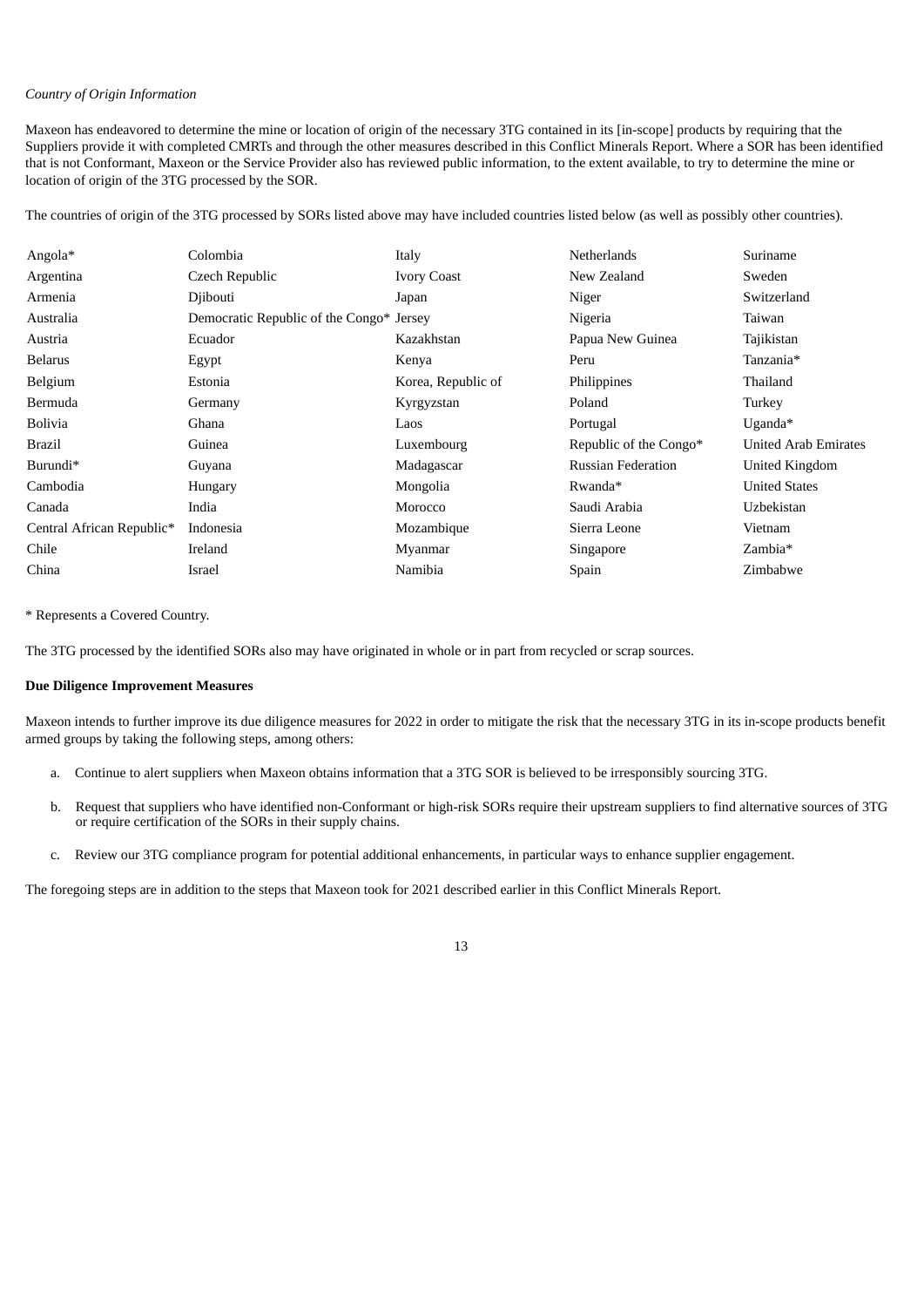*Country of Origin Information*

Maxeon has endeavored to determine the mine or location of origin of the necessary 3TG contained in its [in-scope] products by requiring that the Suppliers provide it with completed CMRTs and through the other measures described in this Conflict Minerals Report. Where a SOR has been identified that is not Conformant, Maxeon or the Service Provider also has reviewed public information, to the extent available, to try to determine the mine or location of origin of the 3TG processed by the SOR.

The countries of origin of the 3TG processed by SORs listed above may have included countries listed below (as well as possibly other countries).

| | | | | |
|---|---|---|---|---|
| Angola* | Colombia | Italy | Netherlands | Suriname |
| Argentina | Czech Republic | Ivory Coast | New Zealand | Sweden |
| Armenia | Djibouti | Japan | Niger | Switzerland |
| Australia | Democratic Republic of the Congo* | Jersey | Nigeria | Taiwan |
| Austria | Ecuador | Kazakhstan | Papua New Guinea | Tajikistan |
| Belarus | Egypt | Kenya | Peru | Tanzania* |
| Belgium | Estonia | Korea, Republic of | Philippines | Thailand |
| Bermuda | Germany | Kyrgyzstan | Poland | Turkey |
| Bolivia | Ghana | Laos | Portugal | Uganda* |
| Brazil | Guinea | Luxembourg | Republic of the Congo* | United Arab Emirates |
| Burundi* | Guyana | Madagascar | Russian Federation | United Kingdom |
| Cambodia | Hungary | Mongolia | Rwanda* | United States |
| Canada | India | Morocco | Saudi Arabia | Uzbekistan |
| Central African Republic* | Indonesia | Mozambique | Sierra Leone | Vietnam |
| Chile | Ireland | Myanmar | Singapore | Zambia* |
| China | Israel | Namibia | Spain | Zimbabwe |

\* Represents a Covered Country.

The 3TG processed by the identified SORs also may have originated in whole or in part from recycled or scrap sources.

**Due Diligence Improvement Measures**

Maxeon intends to further improve its due diligence measures for 2022 in order to mitigate the risk that the necessary 3TG in its in-scope products benefit armed groups by taking the following steps, among others:

a. Continue to alert suppliers when Maxeon obtains information that a 3TG SOR is believed to be irresponsibly sourcing 3TG.

b. Request that suppliers who have identified non-Conformant or high-risk SORs require their upstream suppliers to find alternative sources of 3TG or require certification of the SORs in their supply chains.

c. Review our 3TG compliance program for potential additional enhancements, in particular ways to enhance supplier engagement.

The foregoing steps are in addition to the steps that Maxeon took for 2021 described earlier in this Conflict Minerals Report.